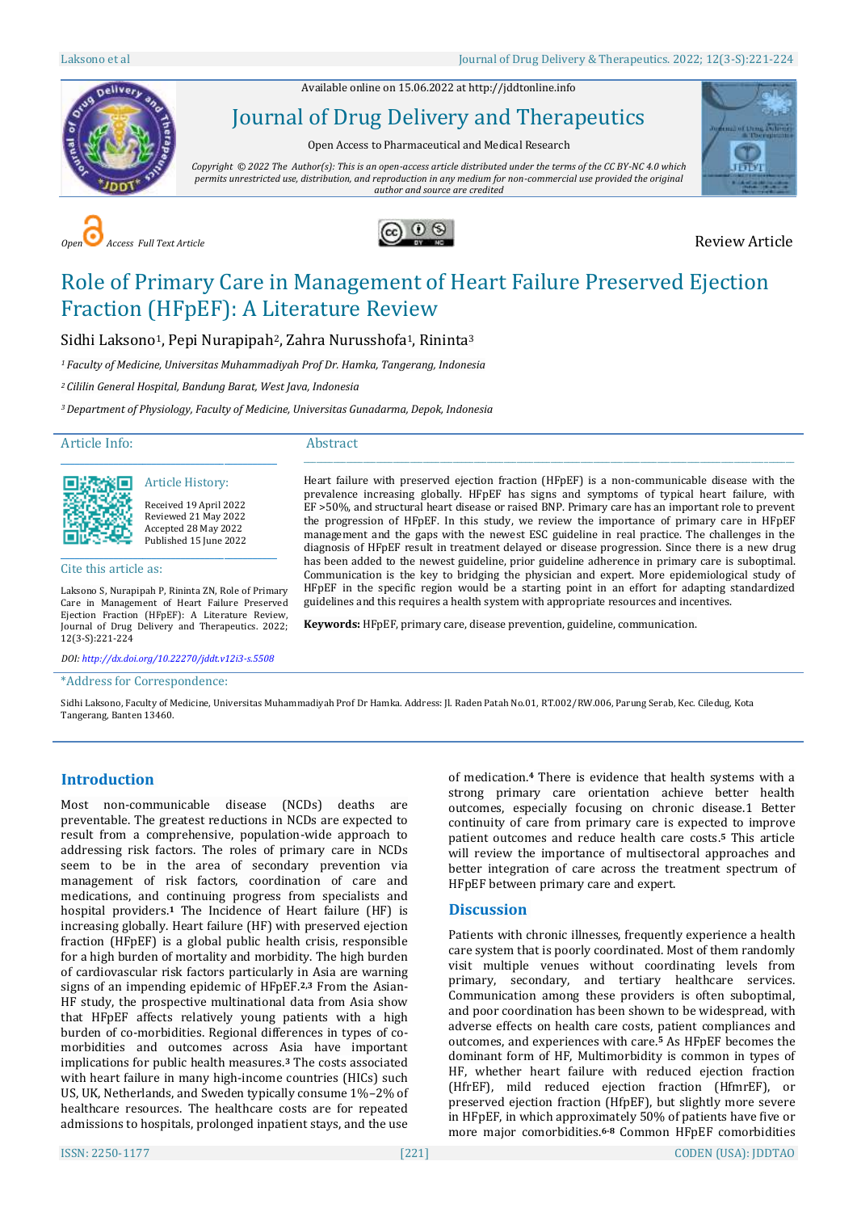Available online on 15.06.2022 at http://jddtonline.info

# Journal of Drug Delivery and Therapeutics

Open Access to Pharmaceutical and Medical Research

*Copyright © 2022 The Author(s): This is an open-access article distributed under the terms of the CC BY-NC 4.0 which permits unrestricted use, distribution, and reproduction in any medium for non-commercial use provided the original author and source are credited*

*Open Access Full Text Article*

Review Article

# Role of Primary Care in Management of Heart Failure Preserved Ejection Fraction (HFpEF): A Literature Review

Sidhi Laksono[1], Pepi Nurapipah[2], Zahra Nurusshofa[1], Rininta[3]

[1] *Faculty of Medicine, Universitas Muhammadiyah Prof Dr. Hamka, Tangerang, Indonesia*

[2] *Cililin General Hospital, Bandung Barat, West Java, Indonesia*

[3] *Department of Physiology, Faculty of Medicine, Universitas Gunadarma, Depok, Indonesia*

## Article Info:

### Article History:

Received 19 April 2022
Reviewed 21 May 2022
Accepted 28 May 2022
Published 15 June 2022

### Cite this article as:

Laksono S, Nurapipah P, Rininta ZN, Role of Primary Care in Management of Heart Failure Preserved Ejection Fraction (HFpEF): A Literature Review, Journal of Drug Delivery and Therapeutics. 2022; 12(3-S):221-224

*DOI: http://dx.doi.org/10.22270/jddt.v12i3-s.5508*

## Abstract

Heart failure with preserved ejection fraction (HFpEF) is a non-communicable disease with the prevalence increasing globally. HFpEF has signs and symptoms of typical heart failure, with EF >50%, and structural heart disease or raised BNP. Primary care has an important role to prevent the progression of HFpEF. In this study, we review the importance of primary care in HFpEF management and the gaps with the newest ESC guideline in real practice. The challenges in the diagnosis of HFpEF result in treatment delayed or disease progression. Since there is a new drug has been added to the newest guideline, prior guideline adherence in primary care is suboptimal. Communication is the key to bridging the physician and expert. More epidemiological study of HFpEF in the specific region would be a starting point in an effort for adapting standardized guidelines and this requires a health system with appropriate resources and incentives.

**Keywords:** HFpEF, primary care, disease prevention, guideline, communication.

*Address for Correspondence:

Sidhi Laksono, Faculty of Medicine, Universitas Muhammadiyah Prof Dr Hamka. Address: Jl. Raden Patah No.01, RT.002/RW.006, Parung Serab, Kec. Ciledug, Kota Tangerang, Banten 13460.

## Introduction

Most non-communicable disease (NCDs) deaths are preventable. The greatest reductions in NCDs are expected to result from a comprehensive, population-wide approach to addressing risk factors. The roles of primary care in NCDs seem to be in the area of secondary prevention via management of risk factors, coordination of care and medications, and continuing progress from specialists and hospital providers.[1] The Incidence of Heart failure (HF) is increasing globally. Heart failure (HF) with preserved ejection fraction (HFpEF) is a global public health crisis, responsible for a high burden of mortality and morbidity. The high burden of cardiovascular risk factors particularly in Asia are warning signs of an impending epidemic of HFpEF.[2,3] From the Asian-HF study, the prospective multinational data from Asia show that HFpEF affects relatively young patients with a high burden of co-morbidities. Regional differences in types of co-morbidities and outcomes across Asia have important implications for public health measures.[3] The costs associated with heart failure in many high-income countries (HICs) such US, UK, Netherlands, and Sweden typically consume 1%–2% of healthcare resources. The healthcare costs are for repeated admissions to hospitals, prolonged inpatient stays, and the use of medication.[4] There is evidence that health systems with a strong primary care orientation achieve better health outcomes, especially focusing on chronic disease.1 Better continuity of care from primary care is expected to improve patient outcomes and reduce health care costs.[5] This article will review the importance of multisectoral approaches and better integration of care across the treatment spectrum of HFpEF between primary care and expert.

## Discussion

Patients with chronic illnesses, frequently experience a health care system that is poorly coordinated. Most of them randomly visit multiple venues without coordinating levels from primary, secondary, and tertiary healthcare services. Communication among these providers is often suboptimal, and poor coordination has been shown to be widespread, with adverse effects on health care costs, patient compliances and outcomes, and experiences with care.[5] As HFpEF becomes the dominant form of HF, Multimorbidity is common in types of HF, whether heart failure with reduced ejection fraction (HfrEF), mild reduced ejection fraction (HfmrEF), or preserved ejection fraction (HfpEF), but slightly more severe in HFpEF, in which approximately 50% of patients have five or more major comorbidities.[6-8] Common HFpEF comorbidities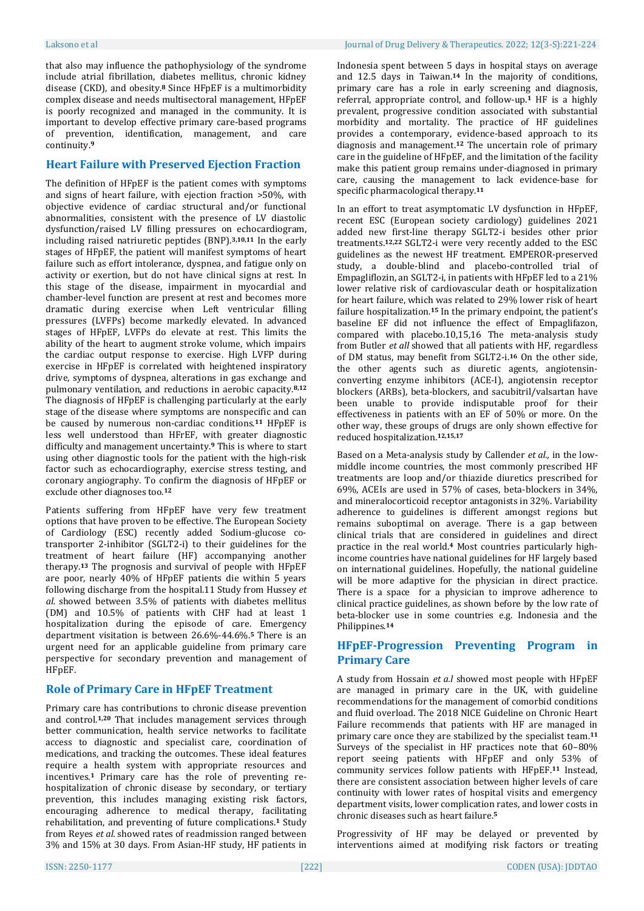that also may influence the pathophysiology of the syndrome include atrial fibrillation, diabetes mellitus, chronic kidney disease (CKD), and obesity.[8] Since HFpEF is a multimorbidity complex disease and needs multisectoral management, HFpEF is poorly recognized and managed in the community. It is important to develop effective primary care-based programs of prevention, identification, management, and care continuity.[9]

## Heart Failure with Preserved Ejection Fraction

The definition of HFpEF is the patient comes with symptoms and signs of heart failure, with ejection fraction >50%, with objective evidence of cardiac structural and/or functional abnormalities, consistent with the presence of LV diastolic dysfunction/raised LV filling pressures on echocardiogram, including raised natriuretic peptides (BNP).[3,10,11] In the early stages of HFpEF, the patient will manifest symptoms of heart failure such as effort intolerance, dyspnea, and fatigue only on activity or exertion, but do not have clinical signs at rest. In this stage of the disease, impairment in myocardial and chamber-level function are present at rest and becomes more dramatic during exercise when Left ventricular filling pressures (LVFPs) become markedly elevated. In advanced stages of HFpEF, LVFPs do elevate at rest. This limits the ability of the heart to augment stroke volume, which impairs the cardiac output response to exercise. High LVFP during exercise in HFpEF is correlated with heightened inspiratory drive, symptoms of dyspnea, alterations in gas exchange and pulmonary ventilation, and reductions in aerobic capacity.[8,12] The diagnosis of HFpEF is challenging particularly at the early stage of the disease where symptoms are nonspecific and can be caused by numerous non-cardiac conditions.[11] HFpEF is less well understood than HFrEF, with greater diagnostic difficulty and management uncertainty.[9] This is where to start using other diagnostic tools for the patient with the high-risk factor such as echocardiography, exercise stress testing, and coronary angiography. To confirm the diagnosis of HFpEF or exclude other diagnoses too.[12]

Patients suffering from HFpEF have very few treatment options that have proven to be effective. The European Society of Cardiology (ESC) recently added Sodium-glucose co-transporter 2-inhibitor (SGLT2-i) to their guidelines for the treatment of heart failure (HF) accompanying another therapy.[13] The prognosis and survival of people with HFpEF are poor, nearly 40% of HFpEF patients die within 5 years following discharge from the hospital.11 Study from Hussey *et al.* showed between 3.5% of patients with diabetes mellitus (DM) and 10.5% of patients with CHF had at least 1 hospitalization during the episode of care. Emergency department visitation is between 26.6%-44.6%.[5] There is an urgent need for an applicable guideline from primary care perspective for secondary prevention and management of HFpEF.

## Role of Primary Care in HFpEF Treatment

Primary care has contributions to chronic disease prevention and control.[1,20] That includes management services through better communication, health service networks to facilitate access to diagnostic and specialist care, coordination of medications, and tracking the outcomes. These ideal features require a health system with appropriate resources and incentives.[1] Primary care has the role of preventing re-hospitalization of chronic disease by secondary, or tertiary prevention, this includes managing existing risk factors, encouraging adherence to medical therapy, facilitating rehabilitation, and preventing of future complications.[1] Study from Reyes *et al.* showed rates of readmission ranged between 3% and 15% at 30 days. From Asian-HF study, HF patients in Indonesia spent between 5 days in hospital stays on average and 12.5 days in Taiwan.[14] In the majority of conditions, primary care has a role in early screening and diagnosis, referral, appropriate control, and follow-up.[1] HF is a highly prevalent, progressive condition associated with substantial morbidity and mortality. The practice of HF guidelines provides a contemporary, evidence-based approach to its diagnosis and management.[12] The uncertain role of primary care in the guideline of HFpEF, and the limitation of the facility make this patient group remains under-diagnosed in primary care, causing the management to lack evidence-base for specific pharmacological therapy.[11]

In an effort to treat asymptomatic LV dysfunction in HFpEF, recent ESC (European society cardiology) guidelines 2021 added new first-line therapy SGLT2-i besides other prior treatments.[12,22] SGLT2-i were very recently added to the ESC guidelines as the newest HF treatment. EMPEROR-preserved study, a double-blind and placebo-controlled trial of Empagliflozin, an SGLT2-i, in patients with HFpEF led to a 21% lower relative risk of cardiovascular death or hospitalization for heart failure, which was related to 29% lower risk of heart failure hospitalization.[15] In the primary endpoint, the patient's baseline EF did not influence the effect of Empaglifazon, compared with placebo.10,15,16 The meta-analysis study from Butler *et all* showed that all patients with HF, regardless of DM status, may benefit from SGLT2-i.[16] On the other side, the other agents such as diuretic agents, angiotensin-converting enzyme inhibitors (ACE-I), angiotensin receptor blockers (ARBs), beta-blockers, and sacubitril/valsartan have been unable to provide indisputable proof for their effectiveness in patients with an EF of 50% or more. On the other way, these groups of drugs are only shown effective for reduced hospitalization.[12,15,17]

Based on a Meta-analysis study by Callender *et al.,* in the low-middle income countries, the most commonly prescribed HF treatments are loop and/or thiazide diuretics prescribed for 69%, ACEIs are used in 57% of cases, beta-blockers in 34%, and mineralocorticoid receptor antagonists in 32%. Variability adherence to guidelines is different amongst regions but remains suboptimal on average. There is a gap between clinical trials that are considered in guidelines and direct practice in the real world.[4] Most countries particularly high-income countries have national guidelines for HF largely based on international guidelines. Hopefully, the national guideline will be more adaptive for the physician in direct practice. There is a space for a physician to improve adherence to clinical practice guidelines, as shown before by the low rate of beta-blocker use in some countries e.g. Indonesia and the Philippines.[14]

## HFpEF-Progression Preventing Program in Primary Care

A study from Hossain *et a.l* showed most people with HFpEF are managed in primary care in the UK, with guideline recommendations for the management of comorbid conditions and fluid overload. The 2018 NICE Guideline on Chronic Heart Failure recommends that patients with HF are managed in primary care once they are stabilized by the specialist team.[11] Surveys of the specialist in HF practices note that 60–80% report seeing patients with HFpEF and only 53% of community services follow patients with HFpEF.[11] Instead, there are consistent association between higher levels of care continuity with lower rates of hospital visits and emergency department visits, lower complication rates, and lower costs in chronic diseases such as heart failure.[5]

Progressivity of HF may be delayed or prevented by interventions aimed at modifying risk factors or treating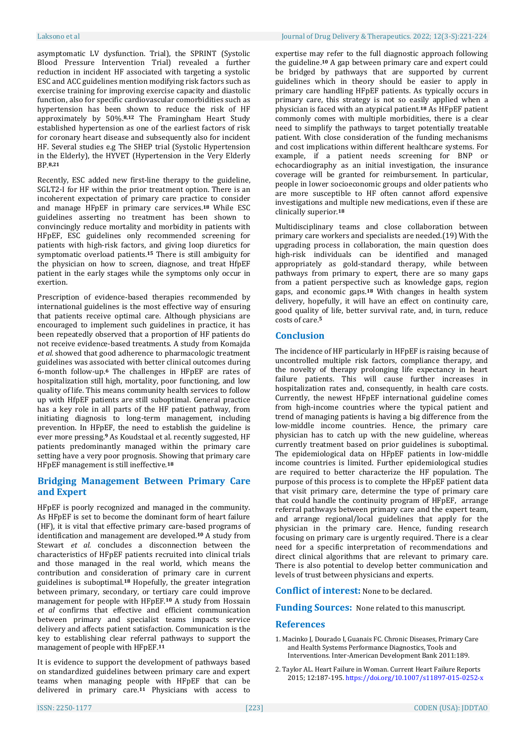asymptomatic LV dysfunction. Trial), the SPRINT (Systolic Blood Pressure Intervention Trial) revealed a further reduction in incident HF associated with targeting a systolic ESC and ACC guidelines mention modifying risk factors such as exercise training for improving exercise capacity and diastolic function, also for specific cardiovascular comorbidities such as hypertension has been shown to reduce the risk of HF approximately by 50%.[8,12] The Framingham Heart Study established hypertension as one of the earliest factors of risk for coronary heart disease and subsequently also for incident HF. Several studies e.g The SHEP trial (Systolic Hypertension in the Elderly), the HYVET (Hypertension in the Very Elderly BP.[8,21]

Recently, ESC added new first-line therapy to the guideline, SGLT2-I for HF within the prior treatment option. There is an incoherent expectation of primary care practice to consider and manage HFpEF in primary care services.[18] While ESC guidelines asserting no treatment has been shown to convincingly reduce mortality and morbidity in patients with HFpEF, ESC guidelines only recommended screening for patients with high-risk factors, and giving loop diuretics for symptomatic overload patients.[15] There is still ambiguity for the physician on how to screen, diagnose, and treat HfpEF patient in the early stages while the symptoms only occur in exertion.

Prescription of evidence-based therapies recommended by international guidelines is the most effective way of ensuring that patients receive optimal care. Although physicians are encouraged to implement such guidelines in practice, it has been repeatedly observed that a proportion of HF patients do not receive evidence-based treatments. A study from Komajda *et al.* showed that good adherence to pharmacologic treatment guidelines was associated with better clinical outcomes during 6-month follow-up.[6] The challenges in HFpEF are rates of hospitalization still high, mortality, poor functioning, and low quality of life. This means community health services to follow up with HfpEF patients are still suboptimal. General practice has a key role in all parts of the HF patient pathway, from initiating diagnosis to long-term management, including prevention. In HFpEF, the need to establish the guideline is ever more pressing.[9] As Koudstaal et al. recently suggested, HF patients predominantly managed within the primary care setting have a very poor prognosis. Showing that primary care HFpEF management is still ineffective.[18]

## Bridging Management Between Primary Care and Expert

HFpEF is poorly recognized and managed in the community. As HFpEF is set to become the dominant form of heart failure (HF), it is vital that effective primary care-based programs of identification and management are developed.[10] A study from Stewart *et al.* concludes a disconnection between the characteristics of HFpEF patients recruited into clinical trials and those managed in the real world, which means the contribution and consideration of primary care in current guidelines is suboptimal.[18] Hopefully, the greater integration between primary, secondary, or tertiary care could improve management for people with HFpEF.[10] A study from Hossain *et al* confirms that effective and efficient communication between primary and specialist teams impacts service delivery and affects patient satisfaction. Communication is the key to establishing clear referral pathways to support the management of people with HFpEF.[11]

It is evidence to support the development of pathways based on standardized guidelines between primary care and expert teams when managing people with HFpEF that can be delivered in primary care.[11] Physicians with access to expertise may refer to the full diagnostic approach following the guideline.[10] A gap between primary care and expert could be bridged by pathways that are supported by current guidelines which in theory should be easier to apply in primary care handling HFpEF patients. As typically occurs in primary care, this strategy is not so easily applied when a physician is faced with an atypical patient.[18] As HFpEF patient commonly comes with multiple morbidities, there is a clear need to simplify the pathways to target potentially treatable patient. With close consideration of the funding mechanisms and cost implications within different healthcare systems. For example, if a patient needs screening for BNP or echocardiography as an initial investigation, the insurance coverage will be granted for reimbursement. In particular, people in lower socioeconomic groups and older patients who are more susceptible to HF often cannot afford expensive investigations and multiple new medications, even if these are clinically superior.[18]

Multidisciplinary teams and close collaboration between primary care workers and specialists are needed.(19) With the upgrading process in collaboration, the main question does high-risk individuals can be identified and managed appropriately as gold-standard therapy, while between pathways from primary to expert, there are so many gaps from a patient perspective such as knowledge gaps, region gaps, and economic gaps.[18] With changes in health system delivery, hopefully, it will have an effect on continuity care, good quality of life, better survival rate, and, in turn, reduce costs of care.[5]

## Conclusion

The incidence of HF particularly in HFpEF is raising because of uncontrolled multiple risk factors, compliance therapy, and the novelty of therapy prolonging life expectancy in heart failure patients. This will cause further increases in hospitalization rates and, consequently, in health care costs. Currently, the newest HFpEF international guideline comes from high-income countries where the typical patient and trend of managing patients is having a big difference from the low-middle income countries. Hence, the primary care physician has to catch up with the new guideline, whereas currently treatment based on prior guidelines is suboptimal. The epidemiological data on HFpEF patients in low-middle income countries is limited. Further epidemiological studies are required to better characterize the HF population. The purpose of this process is to complete the HFpEF patient data that visit primary care, determine the type of primary care that could handle the continuity program of HFpEF, arrange referral pathways between primary care and the expert team, and arrange regional/local guidelines that apply for the physician in the primary care. Hence, funding research focusing on primary care is urgently required. There is a clear need for a specific interpretation of recommendations and direct clinical algorithms that are relevant to primary care. There is also potential to develop better communication and levels of trust between physicians and experts.

**Conflict of interest:** None to be declared.

**Funding Sources:** None related to this manuscript.

## References

1. Macinko J, Dourado I, Guanais FC. Chronic Diseases, Primary Care and Health Systems Performance Diagnostics, Tools and Interventions. Inter-American Development Bank 2011:189.
2. Taylor AL. Heart Failure in Woman. Current Heart Failure Reports 2015; 12:187-195. https://doi.org/10.1007/s11897-015-0252-x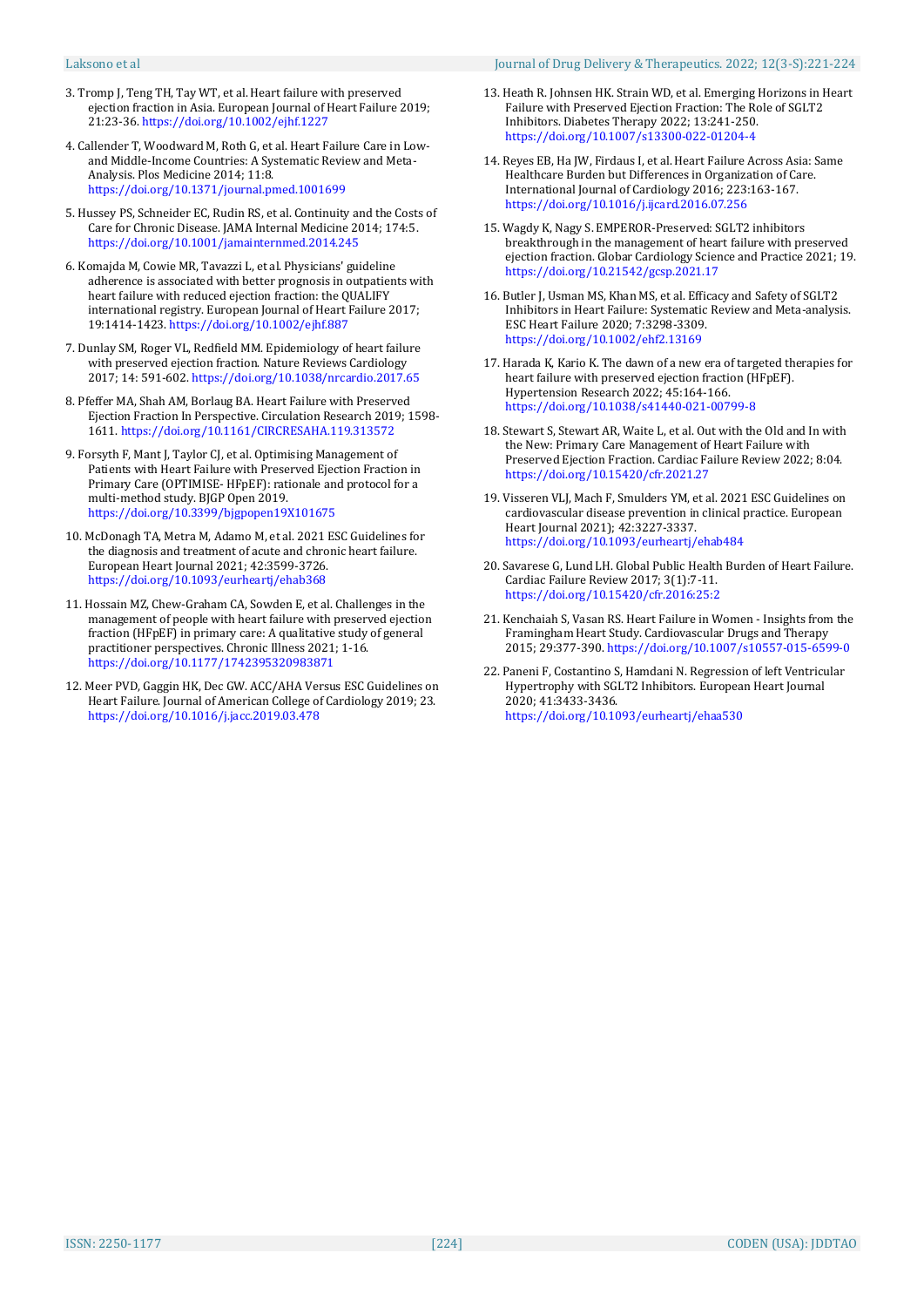3. Tromp J, Teng TH, Tay WT, et al. Heart failure with preserved ejection fraction in Asia. European Journal of Heart Failure 2019; 21:23-36. https://doi.org/10.1002/ejhf.1227

4. Callender T, Woodward M, Roth G, et al. Heart Failure Care in Low- and Middle-Income Countries: A Systematic Review and Meta-Analysis. Plos Medicine 2014; 11:8. https://doi.org/10.1371/journal.pmed.1001699

5. Hussey PS, Schneider EC, Rudin RS, et al. Continuity and the Costs of Care for Chronic Disease. JAMA Internal Medicine 2014; 174:5. https://doi.org/10.1001/jamainternmed.2014.245

6. Komajda M, Cowie MR, Tavazzi L, et al. Physicians' guideline adherence is associated with better prognosis in outpatients with heart failure with reduced ejection fraction: the QUALIFY international registry. European Journal of Heart Failure 2017; 19:1414-1423. https://doi.org/10.1002/ejhf.887

7. Dunlay SM, Roger VL, Redfield MM. Epidemiology of heart failure with preserved ejection fraction. Nature Reviews Cardiology 2017; 14: 591-602. https://doi.org/10.1038/nrcardio.2017.65

8. Pfeffer MA, Shah AM, Borlaug BA. Heart Failure with Preserved Ejection Fraction In Perspective. Circulation Research 2019; 1598-1611. https://doi.org/10.1161/CIRCRESAHA.119.313572

9. Forsyth F, Mant J, Taylor CJ, et al. Optimising Management of Patients with Heart Failure with Preserved Ejection Fraction in Primary Care (OPTIMISE- HFpEF): rationale and protocol for a multi-method study. BJGP Open 2019. https://doi.org/10.3399/bjgpopen19X101675

10. McDonagh TA, Metra M, Adamo M, et al. 2021 ESC Guidelines for the diagnosis and treatment of acute and chronic heart failure. European Heart Journal 2021; 42:3599-3726. https://doi.org/10.1093/eurheartj/ehab368

11. Hossain MZ, Chew-Graham CA, Sowden E, et al. Challenges in the management of people with heart failure with preserved ejection fraction (HFpEF) in primary care: A qualitative study of general practitioner perspectives. Chronic Illness 2021; 1-16. https://doi.org/10.1177/1742395320983871

12. Meer PVD, Gaggin HK, Dec GW. ACC/AHA Versus ESC Guidelines on Heart Failure. Journal of American College of Cardiology 2019; 23. https://doi.org/10.1016/j.jacc.2019.03.478

13. Heath R. Johnsen HK. Strain WD, et al. Emerging Horizons in Heart Failure with Preserved Ejection Fraction: The Role of SGLT2 Inhibitors. Diabetes Therapy 2022; 13:241-250. https://doi.org/10.1007/s13300-022-01204-4

14. Reyes EB, Ha JW, Firdaus I, et al. Heart Failure Across Asia: Same Healthcare Burden but Differences in Organization of Care. International Journal of Cardiology 2016; 223:163-167. https://doi.org/10.1016/j.ijcard.2016.07.256

15. Wagdy K, Nagy S. EMPEROR-Preserved: SGLT2 inhibitors breakthrough in the management of heart failure with preserved ejection fraction. Globar Cardiology Science and Practice 2021; 19. https://doi.org/10.21542/gcsp.2021.17

16. Butler J, Usman MS, Khan MS, et al. Efficacy and Safety of SGLT2 Inhibitors in Heart Failure: Systematic Review and Meta-analysis. ESC Heart Failure 2020; 7:3298-3309. https://doi.org/10.1002/ehf2.13169

17. Harada K, Kario K. The dawn of a new era of targeted therapies for heart failure with preserved ejection fraction (HFpEF). Hypertension Research 2022; 45:164-166. https://doi.org/10.1038/s41440-021-00799-8

18. Stewart S, Stewart AR, Waite L, et al. Out with the Old and In with the New: Primary Care Management of Heart Failure with Preserved Ejection Fraction. Cardiac Failure Review 2022; 8:04. https://doi.org/10.15420/cfr.2021.27

19. Visseren VLJ, Mach F, Smulders YM, et al. 2021 ESC Guidelines on cardiovascular disease prevention in clinical practice. European Heart Journal 2021); 42:3227-3337. https://doi.org/10.1093/eurheartj/ehab484

20. Savarese G, Lund LH. Global Public Health Burden of Heart Failure. Cardiac Failure Review 2017; 3(1):7-11. https://doi.org/10.15420/cfr.2016:25:2

21. Kenchaiah S, Vasan RS. Heart Failure in Women - Insights from the Framingham Heart Study. Cardiovascular Drugs and Therapy 2015; 29:377-390. https://doi.org/10.1007/s10557-015-6599-0

22. Paneni F, Costantino S, Hamdani N. Regression of left Ventricular Hypertrophy with SGLT2 Inhibitors. European Heart Journal 2020; 41:3433-3436. https://doi.org/10.1093/eurheartj/ehaa530